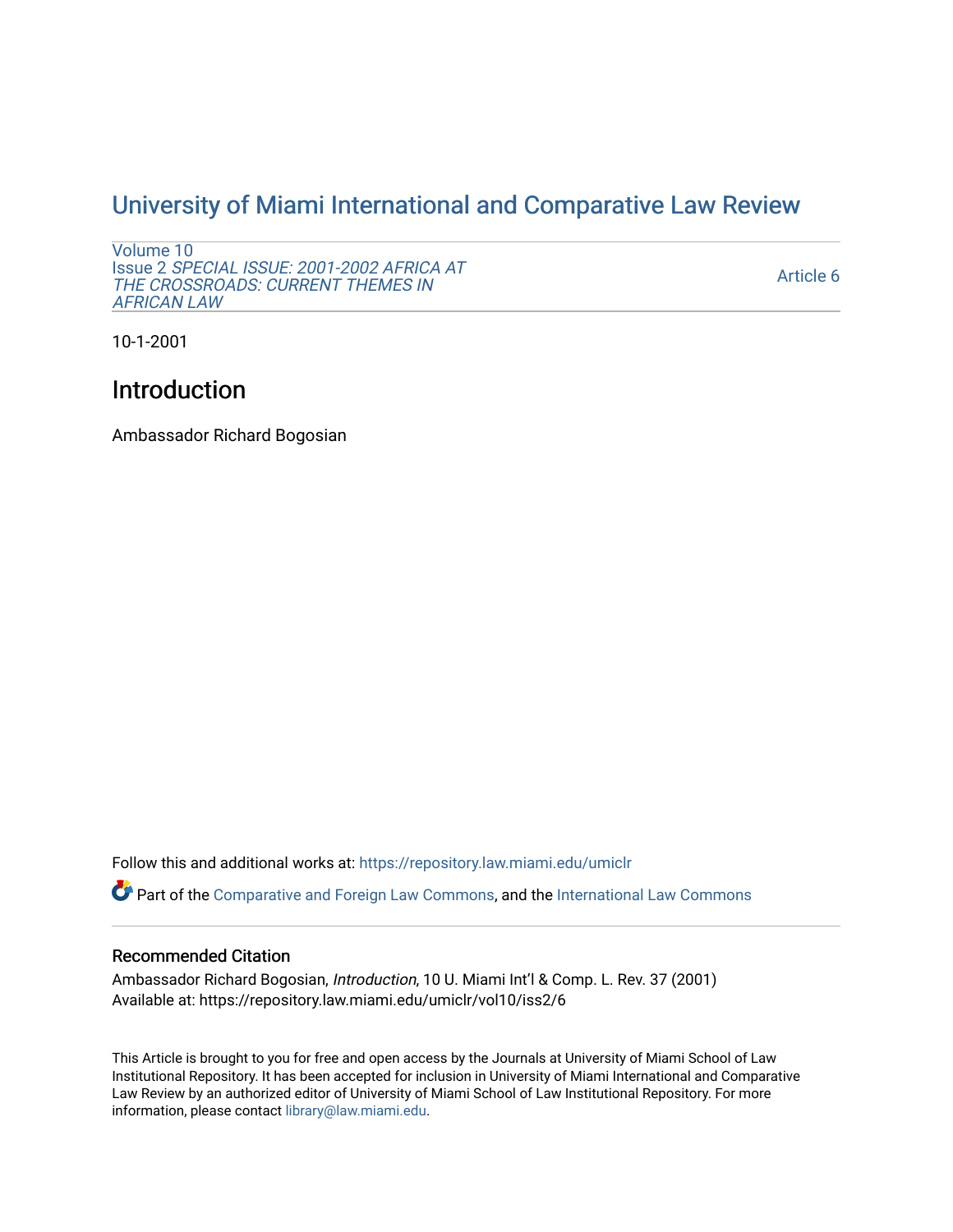# University of Miami International and Comparative Law Review

Volume 10
Issue 2 *SPECIAL ISSUE: 2001-2002 AFRICA AT THE CROSSROADS: CURRENT THEMES IN AFRICAN LAW*

Article 6

10-1-2001

## Introduction

Ambassador Richard Bogosian

Follow this and additional works at: https://repository.law.miami.edu/umiclr

Part of the Comparative and Foreign Law Commons, and the International Law Commons

### Recommended Citation

Ambassador Richard Bogosian, *Introduction*, 10 U. Miami Int'l & Comp. L. Rev. 37 (2001)
Available at: https://repository.law.miami.edu/umiclr/vol10/iss2/6

This Article is brought to you for free and open access by the Journals at University of Miami School of Law Institutional Repository. It has been accepted for inclusion in University of Miami International and Comparative Law Review by an authorized editor of University of Miami School of Law Institutional Repository. For more information, please contact library@law.miami.edu.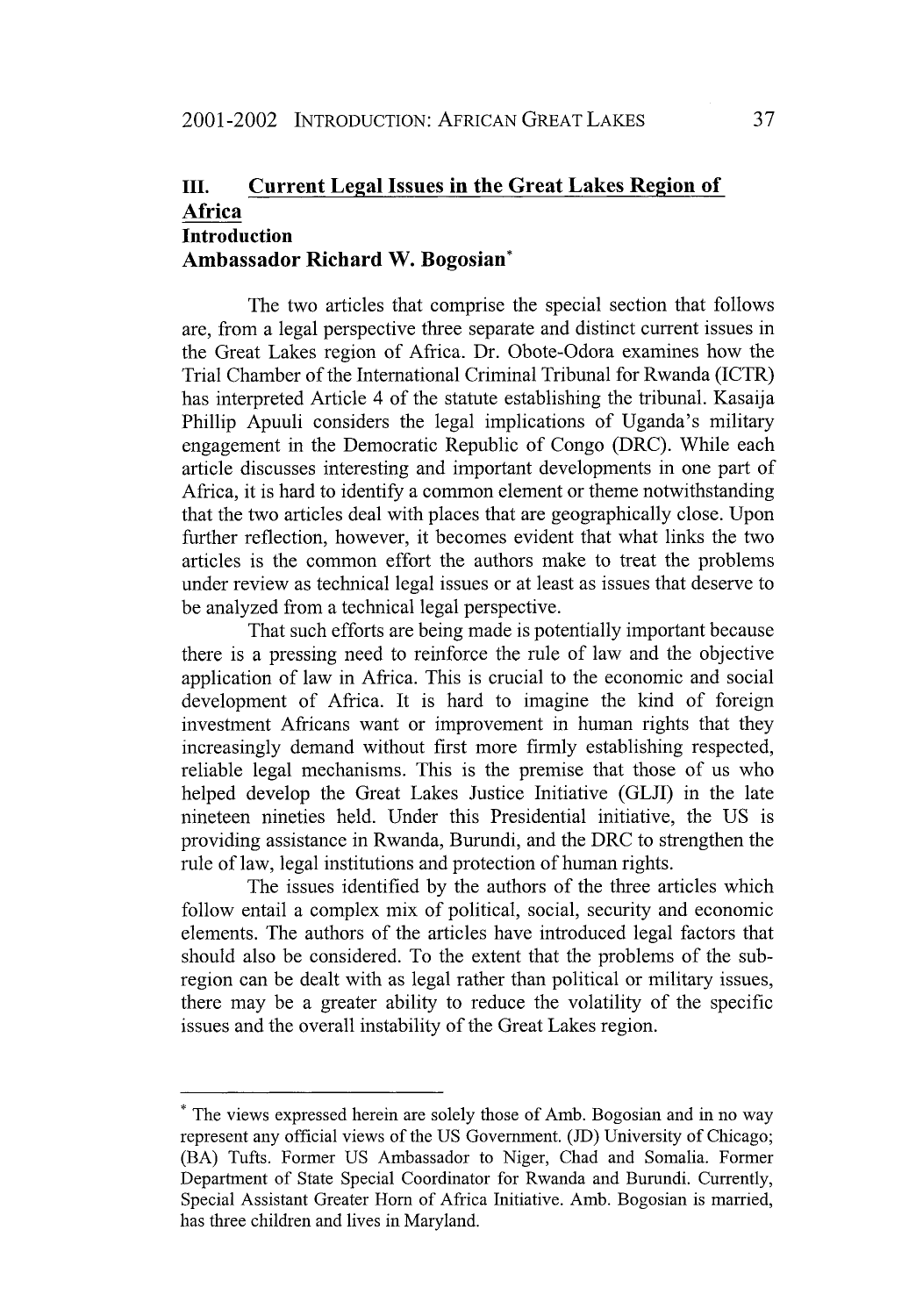## III. Current Legal Issues in the Great Lakes Region of Africa

### Introduction

### Ambassador Richard W. Bogosian*

The two articles that comprise the special section that follows are, from a legal perspective three separate and distinct current issues in the Great Lakes region of Africa. Dr. Obote-Odora examines how the Trial Chamber of the International Criminal Tribunal for Rwanda (ICTR) has interpreted Article 4 of the statute establishing the tribunal. Kasaija Phillip Apuuli considers the legal implications of Uganda's military engagement in the Democratic Republic of Congo (DRC). While each article discusses interesting and important developments in one part of Africa, it is hard to identify a common element or theme notwithstanding that the two articles deal with places that are geographically close. Upon further reflection, however, it becomes evident that what links the two articles is the common effort the authors make to treat the problems under review as technical legal issues or at least as issues that deserve to be analyzed from a technical legal perspective.

That such efforts are being made is potentially important because there is a pressing need to reinforce the rule of law and the objective application of law in Africa. This is crucial to the economic and social development of Africa. It is hard to imagine the kind of foreign investment Africans want or improvement in human rights that they increasingly demand without first more firmly establishing respected, reliable legal mechanisms. This is the premise that those of us who helped develop the Great Lakes Justice Initiative (GLJI) in the late nineteen nineties held. Under this Presidential initiative, the US is providing assistance in Rwanda, Burundi, and the DRC to strengthen the rule of law, legal institutions and protection of human rights.

The issues identified by the authors of the three articles which follow entail a complex mix of political, social, security and economic elements. The authors of the articles have introduced legal factors that should also be considered. To the extent that the problems of the sub-region can be dealt with as legal rather than political or military issues, there may be a greater ability to reduce the volatility of the specific issues and the overall instability of the Great Lakes region.

---

* The views expressed herein are solely those of Amb. Bogosian and in no way represent any official views of the US Government. (JD) University of Chicago; (BA) Tufts. Former US Ambassador to Niger, Chad and Somalia. Former Department of State Special Coordinator for Rwanda and Burundi. Currently, Special Assistant Greater Horn of Africa Initiative. Amb. Bogosian is married, has three children and lives in Maryland.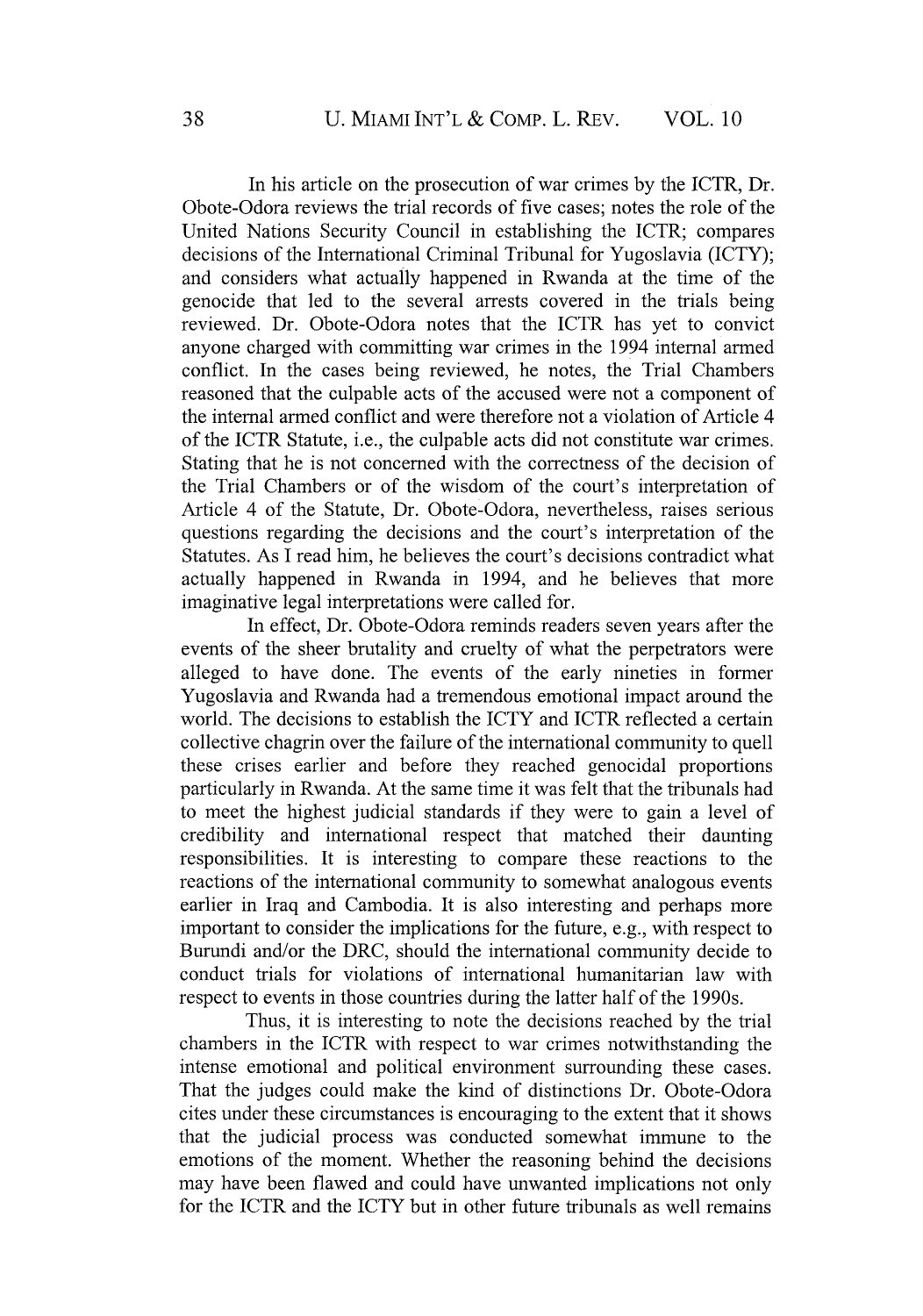In his article on the prosecution of war crimes by the ICTR, Dr. Obote-Odora reviews the trial records of five cases; notes the role of the United Nations Security Council in establishing the ICTR; compares decisions of the International Criminal Tribunal for Yugoslavia (ICTY); and considers what actually happened in Rwanda at the time of the genocide that led to the several arrests covered in the trials being reviewed. Dr. Obote-Odora notes that the ICTR has yet to convict anyone charged with committing war crimes in the 1994 internal armed conflict. In the cases being reviewed, he notes, the Trial Chambers reasoned that the culpable acts of the accused were not a component of the internal armed conflict and were therefore not a violation of Article 4 of the ICTR Statute, i.e., the culpable acts did not constitute war crimes. Stating that he is not concerned with the correctness of the decision of the Trial Chambers or of the wisdom of the court's interpretation of Article 4 of the Statute, Dr. Obote-Odora, nevertheless, raises serious questions regarding the decisions and the court's interpretation of the Statutes. As I read him, he believes the court's decisions contradict what actually happened in Rwanda in 1994, and he believes that more imaginative legal interpretations were called for.

In effect, Dr. Obote-Odora reminds readers seven years after the events of the sheer brutality and cruelty of what the perpetrators were alleged to have done. The events of the early nineties in former Yugoslavia and Rwanda had a tremendous emotional impact around the world. The decisions to establish the ICTY and ICTR reflected a certain collective chagrin over the failure of the international community to quell these crises earlier and before they reached genocidal proportions particularly in Rwanda. At the same time it was felt that the tribunals had to meet the highest judicial standards if they were to gain a level of credibility and international respect that matched their daunting responsibilities. It is interesting to compare these reactions to the reactions of the international community to somewhat analogous events earlier in Iraq and Cambodia. It is also interesting and perhaps more important to consider the implications for the future, e.g., with respect to Burundi and/or the DRC, should the international community decide to conduct trials for violations of international humanitarian law with respect to events in those countries during the latter half of the 1990s.

Thus, it is interesting to note the decisions reached by the trial chambers in the ICTR with respect to war crimes notwithstanding the intense emotional and political environment surrounding these cases. That the judges could make the kind of distinctions Dr. Obote-Odora cites under these circumstances is encouraging to the extent that it shows that the judicial process was conducted somewhat immune to the emotions of the moment. Whether the reasoning behind the decisions may have been flawed and could have unwanted implications not only for the ICTR and the ICTY but in other future tribunals as well remains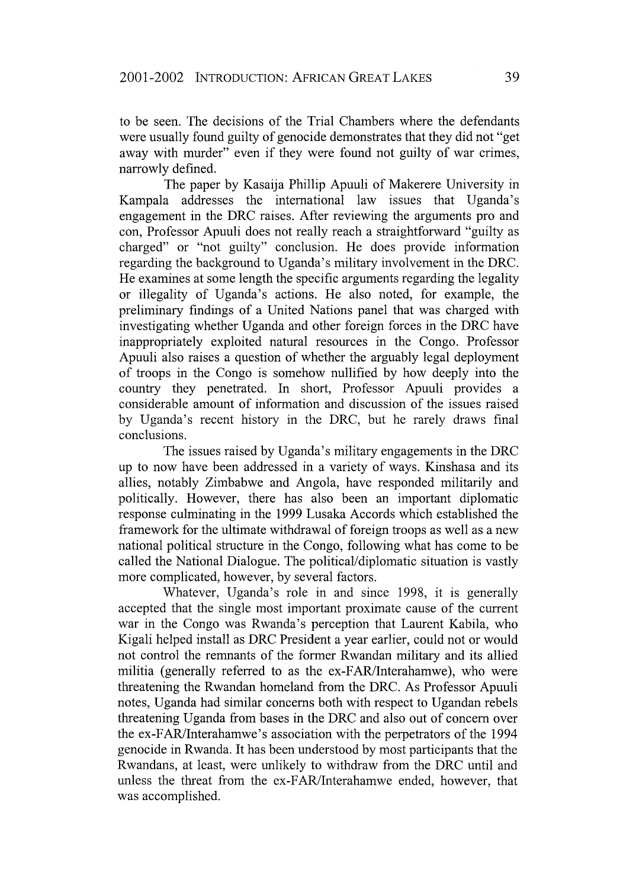to be seen. The decisions of the Trial Chambers where the defendants were usually found guilty of genocide demonstrates that they did not "get away with murder" even if they were found not guilty of war crimes, narrowly defined.

The paper by Kasaija Phillip Apuuli of Makerere University in Kampala addresses the international law issues that Uganda's engagement in the DRC raises. After reviewing the arguments pro and con, Professor Apuuli does not really reach a straightforward "guilty as charged" or "not guilty" conclusion. He does provide information regarding the background to Uganda's military involvement in the DRC. He examines at some length the specific arguments regarding the legality or illegality of Uganda's actions. He also noted, for example, the preliminary findings of a United Nations panel that was charged with investigating whether Uganda and other foreign forces in the DRC have inappropriately exploited natural resources in the Congo. Professor Apuuli also raises a question of whether the arguably legal deployment of troops in the Congo is somehow nullified by how deeply into the country they penetrated. In short, Professor Apuuli provides a considerable amount of information and discussion of the issues raised by Uganda's recent history in the DRC, but he rarely draws final conclusions.

The issues raised by Uganda's military engagements in the DRC up to now have been addressed in a variety of ways. Kinshasa and its allies, notably Zimbabwe and Angola, have responded militarily and politically. However, there has also been an important diplomatic response culminating in the 1999 Lusaka Accords which established the framework for the ultimate withdrawal of foreign troops as well as a new national political structure in the Congo, following what has come to be called the National Dialogue. The political/diplomatic situation is vastly more complicated, however, by several factors.

Whatever, Uganda's role in and since 1998, it is generally accepted that the single most important proximate cause of the current war in the Congo was Rwanda's perception that Laurent Kabila, who Kigali helped install as DRC President a year earlier, could not or would not control the remnants of the former Rwandan military and its allied militia (generally referred to as the ex-FAR/Interahamwe), who were threatening the Rwandan homeland from the DRC. As Professor Apuuli notes, Uganda had similar concerns both with respect to Ugandan rebels threatening Uganda from bases in the DRC and also out of concern over the ex-FAR/Interahamwe's association with the perpetrators of the 1994 genocide in Rwanda. It has been understood by most participants that the Rwandans, at least, were unlikely to withdraw from the DRC until and unless the threat from the ex-FAR/Interahamwe ended, however, that was accomplished.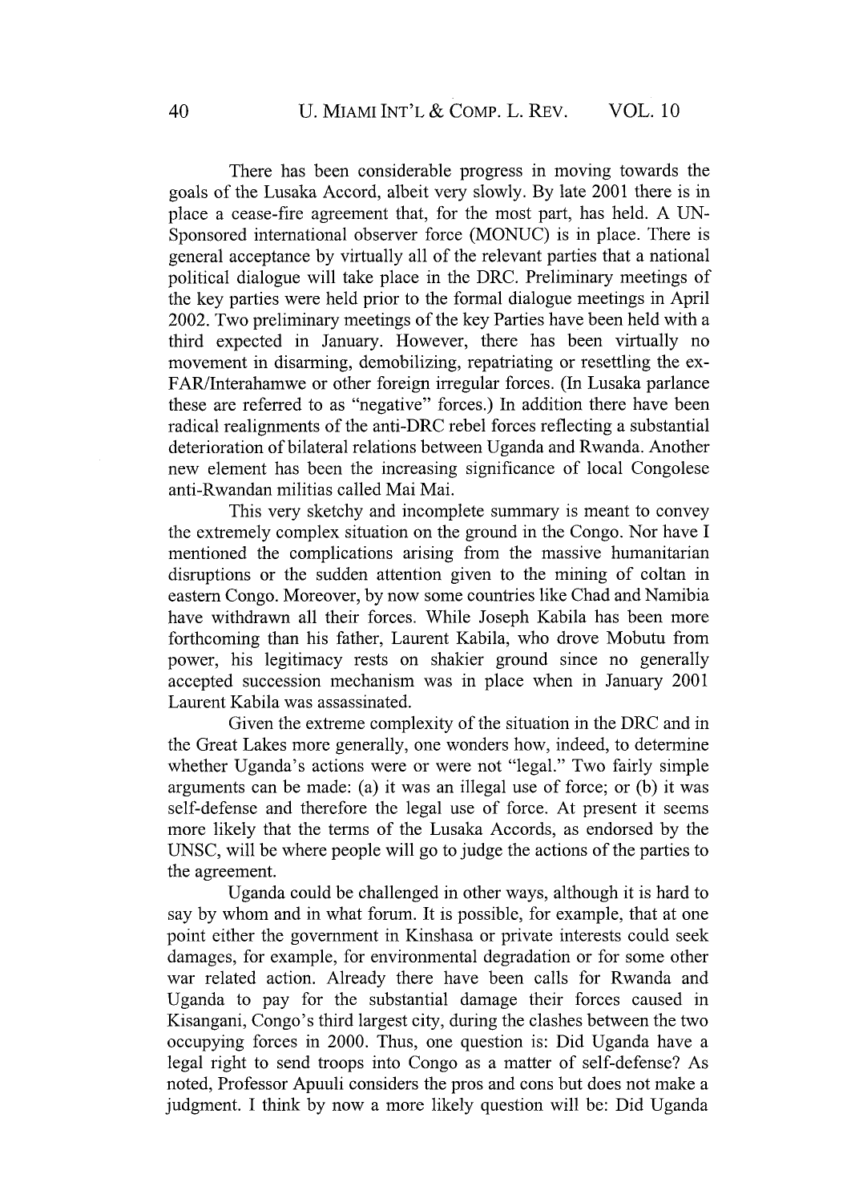There has been considerable progress in moving towards the goals of the Lusaka Accord, albeit very slowly. By late 2001 there is in place a cease-fire agreement that, for the most part, has held. A UN-Sponsored international observer force (MONUC) is in place. There is general acceptance by virtually all of the relevant parties that a national political dialogue will take place in the DRC. Preliminary meetings of the key parties were held prior to the formal dialogue meetings in April 2002. Two preliminary meetings of the key Parties have been held with a third expected in January. However, there has been virtually no movement in disarming, demobilizing, repatriating or resettling the ex-FAR/Interahamwe or other foreign irregular forces. (In Lusaka parlance these are referred to as "negative" forces.) In addition there have been radical realignments of the anti-DRC rebel forces reflecting a substantial deterioration of bilateral relations between Uganda and Rwanda. Another new element has been the increasing significance of local Congolese anti-Rwandan militias called Mai Mai.

This very sketchy and incomplete summary is meant to convey the extremely complex situation on the ground in the Congo. Nor have I mentioned the complications arising from the massive humanitarian disruptions or the sudden attention given to the mining of coltan in eastern Congo. Moreover, by now some countries like Chad and Namibia have withdrawn all their forces. While Joseph Kabila has been more forthcoming than his father, Laurent Kabila, who drove Mobutu from power, his legitimacy rests on shakier ground since no generally accepted succession mechanism was in place when in January 2001 Laurent Kabila was assassinated.

Given the extreme complexity of the situation in the DRC and in the Great Lakes more generally, one wonders how, indeed, to determine whether Uganda's actions were or were not "legal." Two fairly simple arguments can be made: (a) it was an illegal use of force; or (b) it was self-defense and therefore the legal use of force. At present it seems more likely that the terms of the Lusaka Accords, as endorsed by the UNSC, will be where people will go to judge the actions of the parties to the agreement.

Uganda could be challenged in other ways, although it is hard to say by whom and in what forum. It is possible, for example, that at one point either the government in Kinshasa or private interests could seek damages, for example, for environmental degradation or for some other war related action. Already there have been calls for Rwanda and Uganda to pay for the substantial damage their forces caused in Kisangani, Congo's third largest city, during the clashes between the two occupying forces in 2000. Thus, one question is: Did Uganda have a legal right to send troops into Congo as a matter of self-defense? As noted, Professor Apuuli considers the pros and cons but does not make a judgment. I think by now a more likely question will be: Did Uganda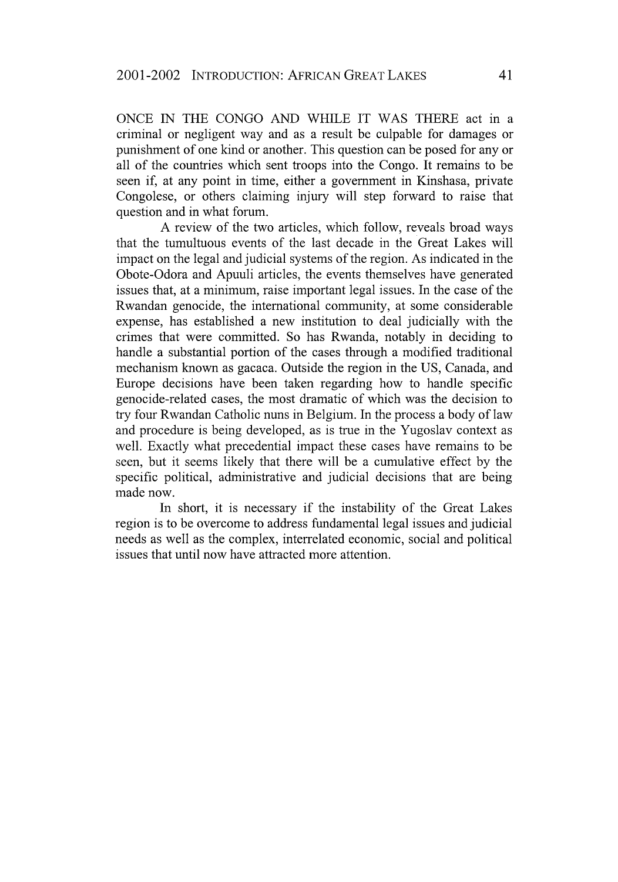ONCE IN THE CONGO AND WHILE IT WAS THERE act in a criminal or negligent way and as a result be culpable for damages or punishment of one kind or another. This question can be posed for any or all of the countries which sent troops into the Congo. It remains to be seen if, at any point in time, either a government in Kinshasa, private Congolese, or others claiming injury will step forward to raise that question and in what forum.

A review of the two articles, which follow, reveals broad ways that the tumultuous events of the last decade in the Great Lakes will impact on the legal and judicial systems of the region. As indicated in the Obote-Odora and Apuuli articles, the events themselves have generated issues that, at a minimum, raise important legal issues. In the case of the Rwandan genocide, the international community, at some considerable expense, has established a new institution to deal judicially with the crimes that were committed. So has Rwanda, notably in deciding to handle a substantial portion of the cases through a modified traditional mechanism known as gacaca. Outside the region in the US, Canada, and Europe decisions have been taken regarding how to handle specific genocide-related cases, the most dramatic of which was the decision to try four Rwandan Catholic nuns in Belgium. In the process a body of law and procedure is being developed, as is true in the Yugoslav context as well. Exactly what precedential impact these cases have remains to be seen, but it seems likely that there will be a cumulative effect by the specific political, administrative and judicial decisions that are being made now.

In short, it is necessary if the instability of the Great Lakes region is to be overcome to address fundamental legal issues and judicial needs as well as the complex, interrelated economic, social and political issues that until now have attracted more attention.